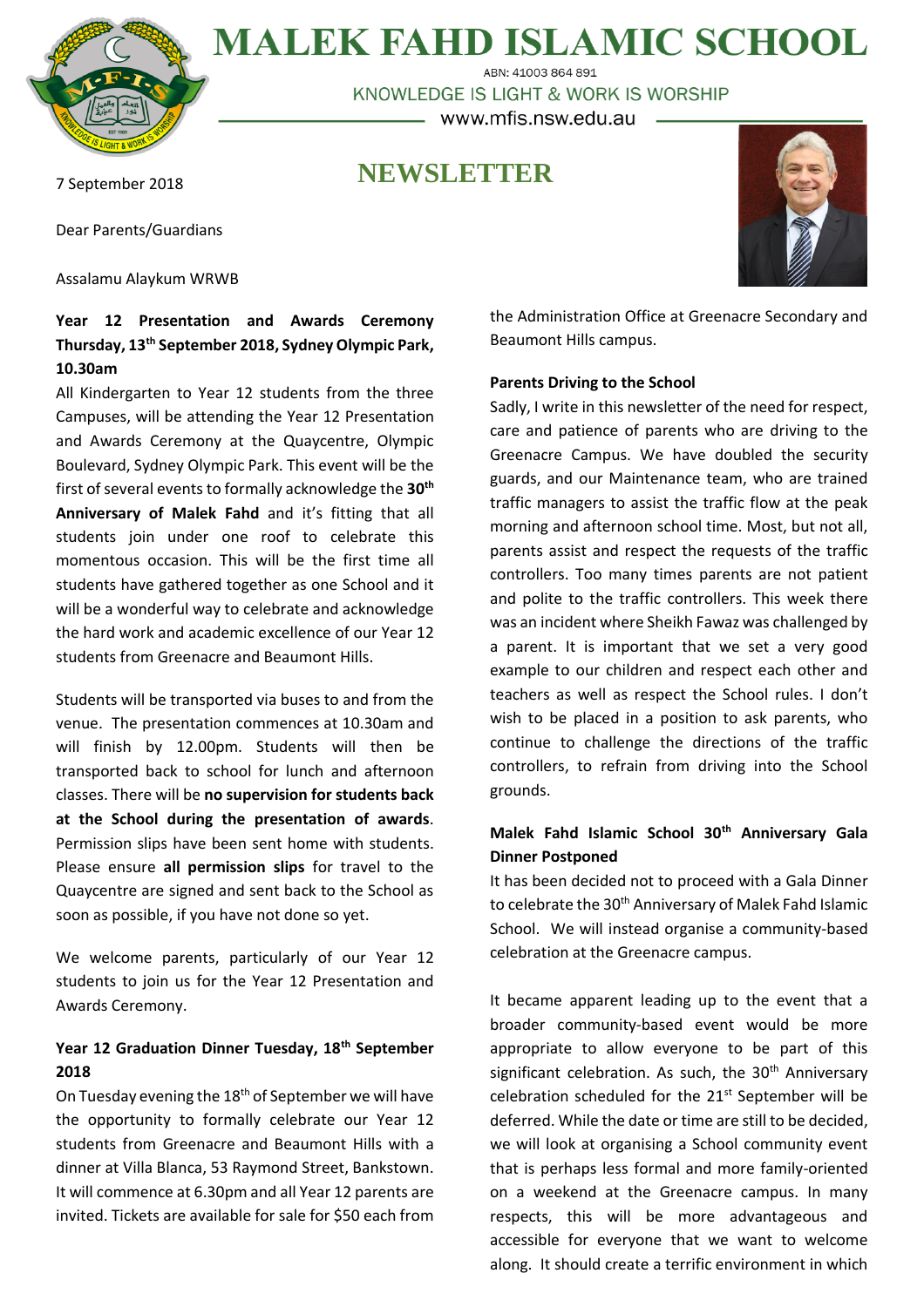# MALEK FAHD ISLAMIC SCHOOL

ABN: 41003 864 891

KNOWLEDGE IS LIGHT & WORK IS WORSHIP

www.mfis.nsw.edu.au

## NEWSLETTER

7 September 2018

Dear Parents/Guardians

Assalamu Alaykum WRWB

### Year 12 Presentation and Awards Ceremony Thursday, 13th September 2018, Sydney Olympic Park, 10.30am

All Kindergarten to Year 12 students from the three Campuses, will be attending the Year 12 Presentation and Awards Ceremony at the Quaycentre, Olympic Boulevard, Sydney Olympic Park. This event will be the first of several events to formally acknowledge the **30th Anniversary of Malek Fahd** and it's fitting that all students join under one roof to celebrate this momentous occasion. This will be the first time all students have gathered together as one School and it will be a wonderful way to celebrate and acknowledge the hard work and academic excellence of our Year 12 students from Greenacre and Beaumont Hills.

Students will be transported via buses to and from the venue. The presentation commences at 10.30am and will finish by 12.00pm. Students will then be transported back to school for lunch and afternoon classes. There will be **no supervision for students back at the School during the presentation of awards**. Permission slips have been sent home with students. Please ensure **all permission slips** for travel to the Quaycentre are signed and sent back to the School as soon as possible, if you have not done so yet.

We welcome parents, particularly of our Year 12 students to join us for the Year 12 Presentation and Awards Ceremony.

### Year 12 Graduation Dinner Tuesday, 18th September 2018

On Tuesday evening the 18th of September we will have the opportunity to formally celebrate our Year 12 students from Greenacre and Beaumont Hills with a dinner at Villa Blanca, 53 Raymond Street, Bankstown. It will commence at 6.30pm and all Year 12 parents are invited. Tickets are available for sale for $50 each from the Administration Office at Greenacre Secondary and Beaumont Hills campus.

### Parents Driving to the School

Sadly, I write in this newsletter of the need for respect, care and patience of parents who are driving to the Greenacre Campus. We have doubled the security guards, and our Maintenance team, who are trained traffic managers to assist the traffic flow at the peak morning and afternoon school time. Most, but not all, parents assist and respect the requests of the traffic controllers. Too many times parents are not patient and polite to the traffic controllers. This week there was an incident where Sheikh Fawaz was challenged by a parent. It is important that we set a very good example to our children and respect each other and teachers as well as respect the School rules. I don't wish to be placed in a position to ask parents, who continue to challenge the directions of the traffic controllers, to refrain from driving into the School grounds.

### Malek Fahd Islamic School 30th Anniversary Gala Dinner Postponed

It has been decided not to proceed with a Gala Dinner to celebrate the 30th Anniversary of Malek Fahd Islamic School. We will instead organise a community-based celebration at the Greenacre campus.

It became apparent leading up to the event that a broader community-based event would be more appropriate to allow everyone to be part of this significant celebration. As such, the 30th Anniversary celebration scheduled for the 21st September will be deferred. While the date or time are still to be decided, we will look at organising a School community event that is perhaps less formal and more family-oriented on a weekend at the Greenacre campus. In many respects, this will be more advantageous and accessible for everyone that we want to welcome along. It should create a terrific environment in which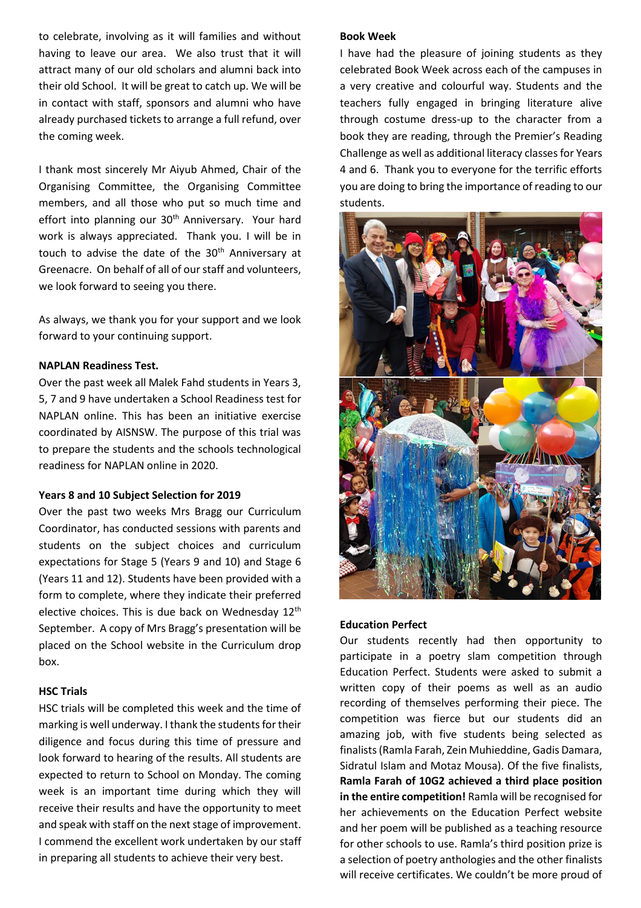to celebrate, involving as it will families and without having to leave our area. We also trust that it will attract many of our old scholars and alumni back into their old School. It will be great to catch up. We will be in contact with staff, sponsors and alumni who have already purchased tickets to arrange a full refund, over the coming week.

I thank most sincerely Mr Aiyub Ahmed, Chair of the Organising Committee, the Organising Committee members, and all those who put so much time and effort into planning our 30th Anniversary. Your hard work is always appreciated. Thank you. I will be in touch to advise the date of the 30th Anniversary at Greenacre. On behalf of all of our staff and volunteers, we look forward to seeing you there.

As always, we thank you for your support and we look forward to your continuing support.

**NAPLAN Readiness Test.**

Over the past week all Malek Fahd students in Years 3, 5, 7 and 9 have undertaken a School Readiness test for NAPLAN online. This has been an initiative exercise coordinated by AISNSW. The purpose of this trial was to prepare the students and the schools technological readiness for NAPLAN online in 2020.

**Years 8 and 10 Subject Selection for 2019**

Over the past two weeks Mrs Bragg our Curriculum Coordinator, has conducted sessions with parents and students on the subject choices and curriculum expectations for Stage 5 (Years 9 and 10) and Stage 6 (Years 11 and 12). Students have been provided with a form to complete, where they indicate their preferred elective choices. This is due back on Wednesday 12th September. A copy of Mrs Bragg's presentation will be placed on the School website in the Curriculum drop box.

**HSC Trials**

HSC trials will be completed this week and the time of marking is well underway. I thank the students for their diligence and focus during this time of pressure and look forward to hearing of the results. All students are expected to return to School on Monday. The coming week is an important time during which they will receive their results and have the opportunity to meet and speak with staff on the next stage of improvement. I commend the excellent work undertaken by our staff in preparing all students to achieve their very best.

**Book Week**

I have had the pleasure of joining students as they celebrated Book Week across each of the campuses in a very creative and colourful way. Students and the teachers fully engaged in bringing literature alive through costume dress-up to the character from a book they are reading, through the Premier's Reading Challenge as well as additional literacy classes for Years 4 and 6. Thank you to everyone for the terrific efforts you are doing to bring the importance of reading to our students.

**Education Perfect**

Our students recently had then opportunity to participate in a poetry slam competition through Education Perfect. Students were asked to submit a written copy of their poems as well as an audio recording of themselves performing their piece. The competition was fierce but our students did an amazing job, with five students being selected as finalists (Ramla Farah, Zein Muhieddine, Gadis Damara, Sidratul Islam and Motaz Mousa). Of the five finalists, **Ramla Farah of 10G2 achieved a third place position in the entire competition!** Ramla will be recognised for her achievements on the Education Perfect website and her poem will be published as a teaching resource for other schools to use. Ramla's third position prize is a selection of poetry anthologies and the other finalists will receive certificates. We couldn't be more proud of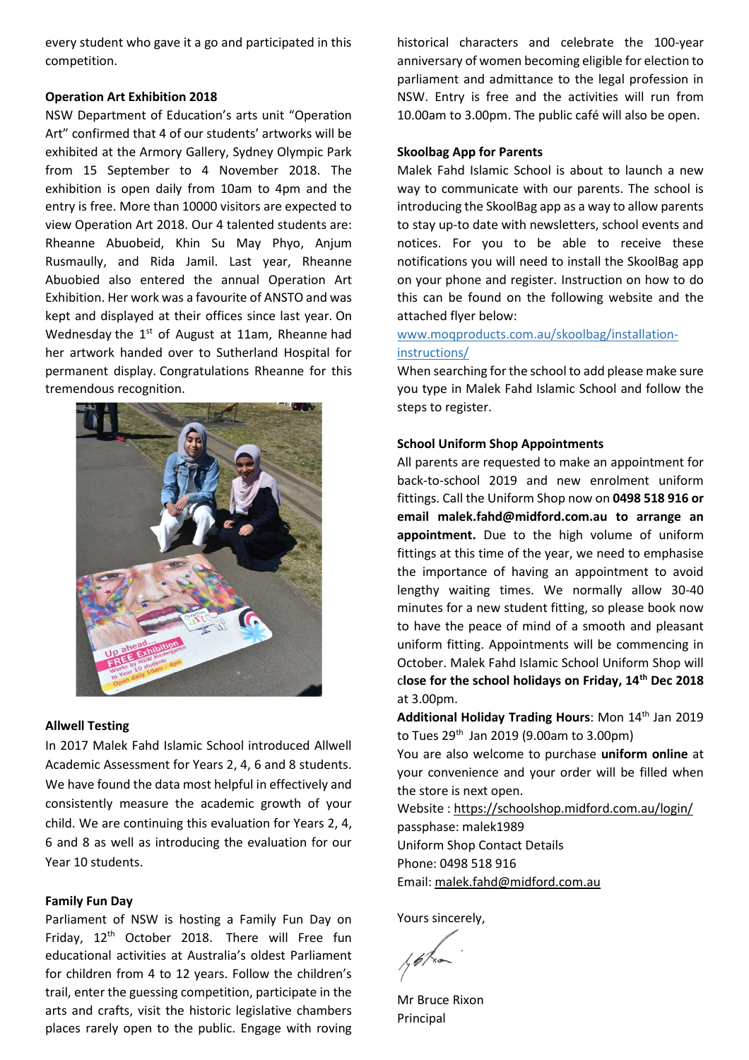every student who gave it a go and participated in this competition.

**Operation Art Exhibition 2018**

NSW Department of Education's arts unit "Operation Art" confirmed that 4 of our students' artworks will be exhibited at the Armory Gallery, Sydney Olympic Park from 15 September to 4 November 2018. The exhibition is open daily from 10am to 4pm and the entry is free. More than 10000 visitors are expected to view Operation Art 2018. Our 4 talented students are: Rheanne Abuobeid, Khin Su May Phyo, Anjum Rusmaully, and Rida Jamil. Last year, Rheanne Abuobied also entered the annual Operation Art Exhibition. Her work was a favourite of ANSTO and was kept and displayed at their offices since last year. On Wednesday the 1st of August at 11am, Rheanne had her artwork handed over to Sutherland Hospital for permanent display. Congratulations Rheanne for this tremendous recognition.

**Allwell Testing**

In 2017 Malek Fahd Islamic School introduced Allwell Academic Assessment for Years 2, 4, 6 and 8 students. We have found the data most helpful in effectively and consistently measure the academic growth of your child. We are continuing this evaluation for Years 2, 4, 6 and 8 as well as introducing the evaluation for our Year 10 students.

**Family Fun Day**

Parliament of NSW is hosting a Family Fun Day on Friday, 12th October 2018. There will Free fun educational activities at Australia's oldest Parliament for children from 4 to 12 years. Follow the children's trail, enter the guessing competition, participate in the arts and crafts, visit the historic legislative chambers places rarely open to the public. Engage with roving historical characters and celebrate the 100-year anniversary of women becoming eligible for election to parliament and admittance to the legal profession in NSW. Entry is free and the activities will run from 10.00am to 3.00pm. The public café will also be open.

**Skoolbag App for Parents**

Malek Fahd Islamic School is about to launch a new way to communicate with our parents. The school is introducing the SkoolBag app as a way to allow parents to stay up-to date with newsletters, school events and notices. For you to be able to receive these notifications you will need to install the SkoolBag app on your phone and register. Instruction on how to do this can be found on the following website and the attached flyer below:

www.moqproducts.com.au/skoolbag/installation-instructions/

When searching for the school to add please make sure you type in Malek Fahd Islamic School and follow the steps to register.

**School Uniform Shop Appointments**

All parents are requested to make an appointment for back-to-school 2019 and new enrolment uniform fittings. Call the Uniform Shop now on **0498 518 916 or email malek.fahd@midford.com.au to arrange an appointment.** Due to the high volume of uniform fittings at this time of the year, we need to emphasise the importance of having an appointment to avoid lengthy waiting times. We normally allow 30-40 minutes for a new student fitting, so please book now to have the peace of mind of a smooth and pleasant uniform fitting. Appointments will be commencing in October. Malek Fahd Islamic School Uniform Shop will c**lose for the school holidays on Friday, 14th Dec 2018** at 3.00pm.

**Additional Holiday Trading Hours**: Mon 14th Jan 2019 to Tues 29th Jan 2019 (9.00am to 3.00pm)

You are also welcome to purchase **uniform online** at your convenience and your order will be filled when the store is next open.

Website : https://schoolshop.midford.com.au/login/

passphase: malek1989

Uniform Shop Contact Details

Phone: 0498 518 916

Email: malek.fahd@midford.com.au

Yours sincerely,

Mr Bruce Rixon

Principal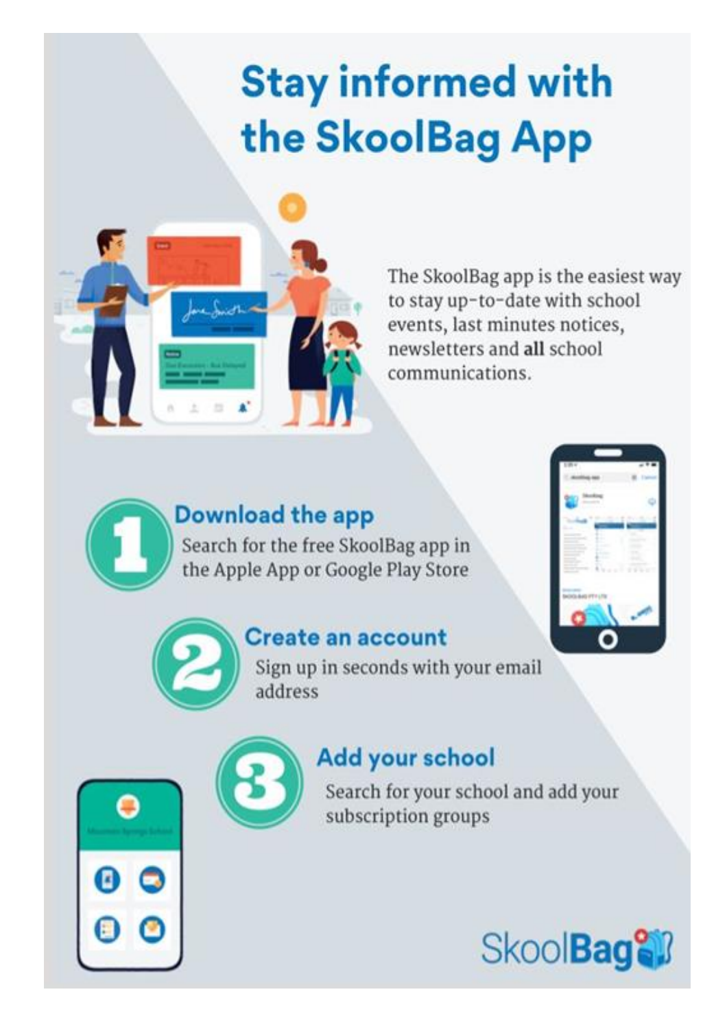# Stay informed with the SkoolBag App

The SkoolBag app is the easiest way to stay up-to-date with school events, last minutes notices, newsletters and **all** school communications.

## 1 Download the app

Search for the free SkoolBag app in the Apple App or Google Play Store

## 2 Create an account

Sign up in seconds with your email address

## 3 Add your school

Search for your school and add your subscription groups

SkoolBag